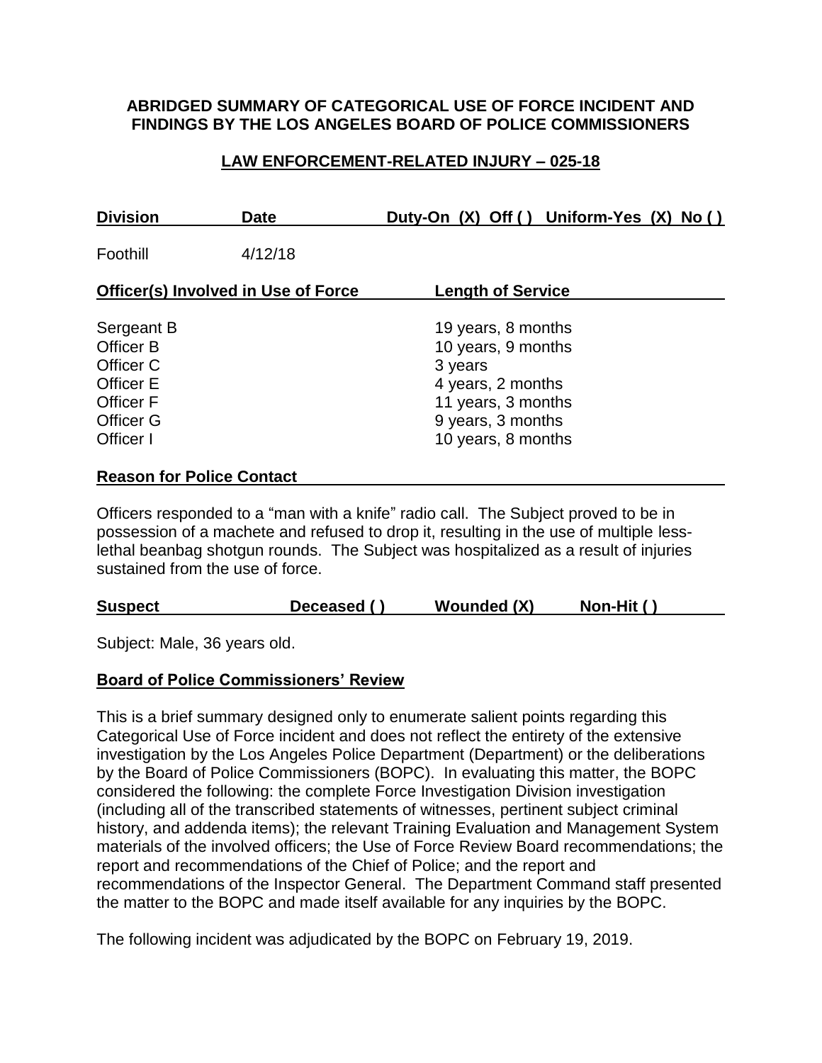# ABRIDGED SUMMARY OF CATEGORICAL USE OF FORCE INCIDENT AND FINDINGS BY THE LOS ANGELES BOARD OF POLICE COMMISSIONERS

## LAW ENFORCEMENT-RELATED INJURY – 025-18

| Division | Date | Duty-On (X) Off ( ) Uniform-Yes (X) No ( ) |
|---|---|---|
| Foothill | 4/12/18 | |

| Officer(s) Involved in Use of Force | Length of Service |
|---|---|
| Sergeant B | 19 years, 8 months |
| Officer B | 10 years, 9 months |
| Officer C | 3 years |
| Officer E | 4 years, 2 months |
| Officer F | 11 years, 3 months |
| Officer G | 9 years, 3 months |
| Officer I | 10 years, 8 months |

**Reason for Police Contact**

Officers responded to a "man with a knife" radio call. The Subject proved to be in possession of a machete and refused to drop it, resulting in the use of multiple less-lethal beanbag shotgun rounds. The Subject was hospitalized as a result of injuries sustained from the use of force.

| Suspect | Deceased ( ) | Wounded (X) | Non-Hit ( ) |
|---|---|---|---|

Subject: Male, 36 years old.

**Board of Police Commissioners' Review**

This is a brief summary designed only to enumerate salient points regarding this Categorical Use of Force incident and does not reflect the entirety of the extensive investigation by the Los Angeles Police Department (Department) or the deliberations by the Board of Police Commissioners (BOPC). In evaluating this matter, the BOPC considered the following: the complete Force Investigation Division investigation (including all of the transcribed statements of witnesses, pertinent subject criminal history, and addenda items); the relevant Training Evaluation and Management System materials of the involved officers; the Use of Force Review Board recommendations; the report and recommendations of the Chief of Police; and the report and recommendations of the Inspector General. The Department Command staff presented the matter to the BOPC and made itself available for any inquiries by the BOPC.

The following incident was adjudicated by the BOPC on February 19, 2019.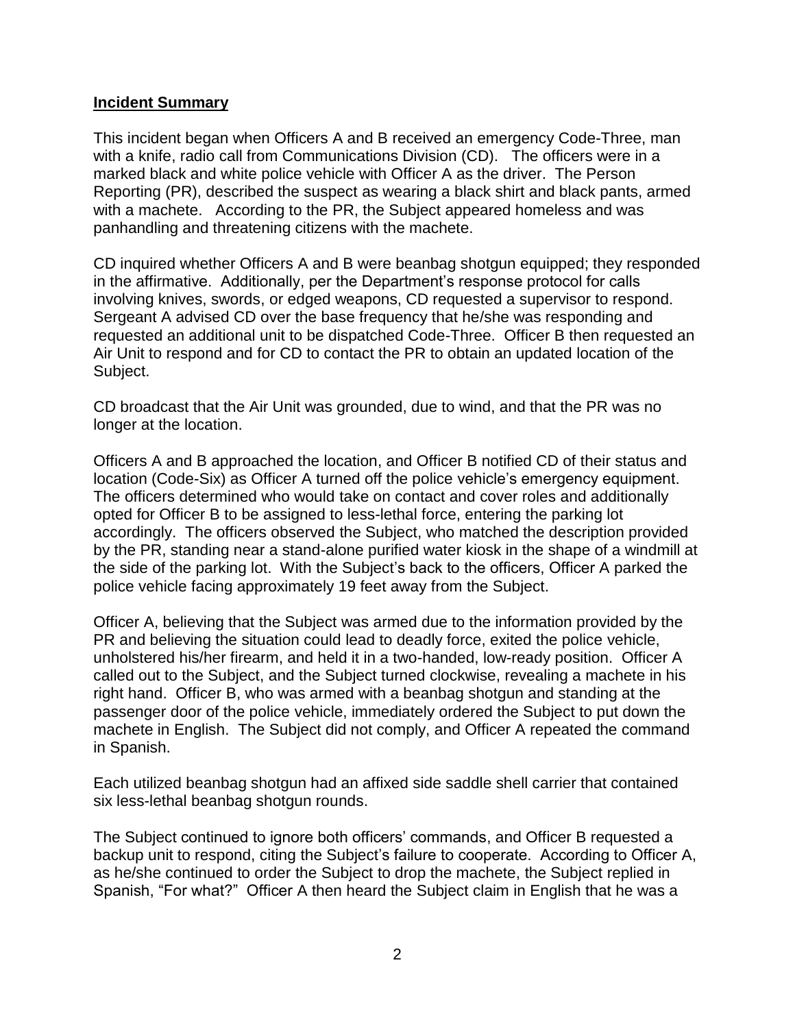**Incident Summary**

This incident began when Officers A and B received an emergency Code-Three, man with a knife, radio call from Communications Division (CD). The officers were in a marked black and white police vehicle with Officer A as the driver. The Person Reporting (PR), described the suspect as wearing a black shirt and black pants, armed with a machete. According to the PR, the Subject appeared homeless and was panhandling and threatening citizens with the machete.

CD inquired whether Officers A and B were beanbag shotgun equipped; they responded in the affirmative. Additionally, per the Department's response protocol for calls involving knives, swords, or edged weapons, CD requested a supervisor to respond. Sergeant A advised CD over the base frequency that he/she was responding and requested an additional unit to be dispatched Code-Three. Officer B then requested an Air Unit to respond and for CD to contact the PR to obtain an updated location of the Subject.

CD broadcast that the Air Unit was grounded, due to wind, and that the PR was no longer at the location.

Officers A and B approached the location, and Officer B notified CD of their status and location (Code-Six) as Officer A turned off the police vehicle's emergency equipment. The officers determined who would take on contact and cover roles and additionally opted for Officer B to be assigned to less-lethal force, entering the parking lot accordingly. The officers observed the Subject, who matched the description provided by the PR, standing near a stand-alone purified water kiosk in the shape of a windmill at the side of the parking lot. With the Subject's back to the officers, Officer A parked the police vehicle facing approximately 19 feet away from the Subject.

Officer A, believing that the Subject was armed due to the information provided by the PR and believing the situation could lead to deadly force, exited the police vehicle, unholstered his/her firearm, and held it in a two-handed, low-ready position. Officer A called out to the Subject, and the Subject turned clockwise, revealing a machete in his right hand. Officer B, who was armed with a beanbag shotgun and standing at the passenger door of the police vehicle, immediately ordered the Subject to put down the machete in English. The Subject did not comply, and Officer A repeated the command in Spanish.

Each utilized beanbag shotgun had an affixed side saddle shell carrier that contained six less-lethal beanbag shotgun rounds.

The Subject continued to ignore both officers' commands, and Officer B requested a backup unit to respond, citing the Subject's failure to cooperate. According to Officer A, as he/she continued to order the Subject to drop the machete, the Subject replied in Spanish, "For what?" Officer A then heard the Subject claim in English that he was a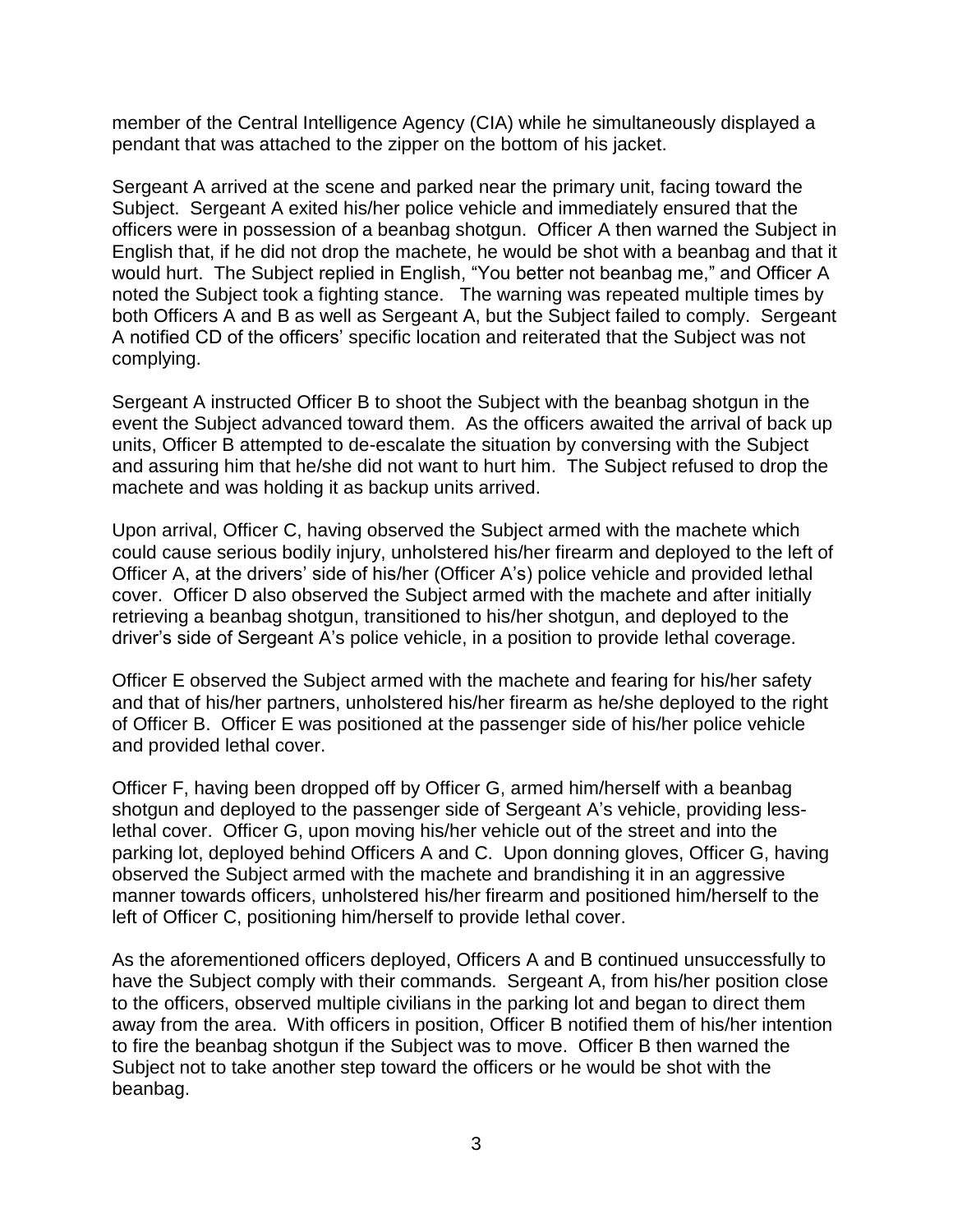member of the Central Intelligence Agency (CIA) while he simultaneously displayed a pendant that was attached to the zipper on the bottom of his jacket.

Sergeant A arrived at the scene and parked near the primary unit, facing toward the Subject. Sergeant A exited his/her police vehicle and immediately ensured that the officers were in possession of a beanbag shotgun. Officer A then warned the Subject in English that, if he did not drop the machete, he would be shot with a beanbag and that it would hurt. The Subject replied in English, "You better not beanbag me," and Officer A noted the Subject took a fighting stance. The warning was repeated multiple times by both Officers A and B as well as Sergeant A, but the Subject failed to comply. Sergeant A notified CD of the officers' specific location and reiterated that the Subject was not complying.

Sergeant A instructed Officer B to shoot the Subject with the beanbag shotgun in the event the Subject advanced toward them. As the officers awaited the arrival of back up units, Officer B attempted to de-escalate the situation by conversing with the Subject and assuring him that he/she did not want to hurt him. The Subject refused to drop the machete and was holding it as backup units arrived.

Upon arrival, Officer C, having observed the Subject armed with the machete which could cause serious bodily injury, unholstered his/her firearm and deployed to the left of Officer A, at the drivers' side of his/her (Officer A's) police vehicle and provided lethal cover. Officer D also observed the Subject armed with the machete and after initially retrieving a beanbag shotgun, transitioned to his/her shotgun, and deployed to the driver's side of Sergeant A's police vehicle, in a position to provide lethal coverage.

Officer E observed the Subject armed with the machete and fearing for his/her safety and that of his/her partners, unholstered his/her firearm as he/she deployed to the right of Officer B. Officer E was positioned at the passenger side of his/her police vehicle and provided lethal cover.

Officer F, having been dropped off by Officer G, armed him/herself with a beanbag shotgun and deployed to the passenger side of Sergeant A's vehicle, providing less-lethal cover. Officer G, upon moving his/her vehicle out of the street and into the parking lot, deployed behind Officers A and C. Upon donning gloves, Officer G, having observed the Subject armed with the machete and brandishing it in an aggressive manner towards officers, unholstered his/her firearm and positioned him/herself to the left of Officer C, positioning him/herself to provide lethal cover.

As the aforementioned officers deployed, Officers A and B continued unsuccessfully to have the Subject comply with their commands. Sergeant A, from his/her position close to the officers, observed multiple civilians in the parking lot and began to direct them away from the area. With officers in position, Officer B notified them of his/her intention to fire the beanbag shotgun if the Subject was to move. Officer B then warned the Subject not to take another step toward the officers or he would be shot with the beanbag.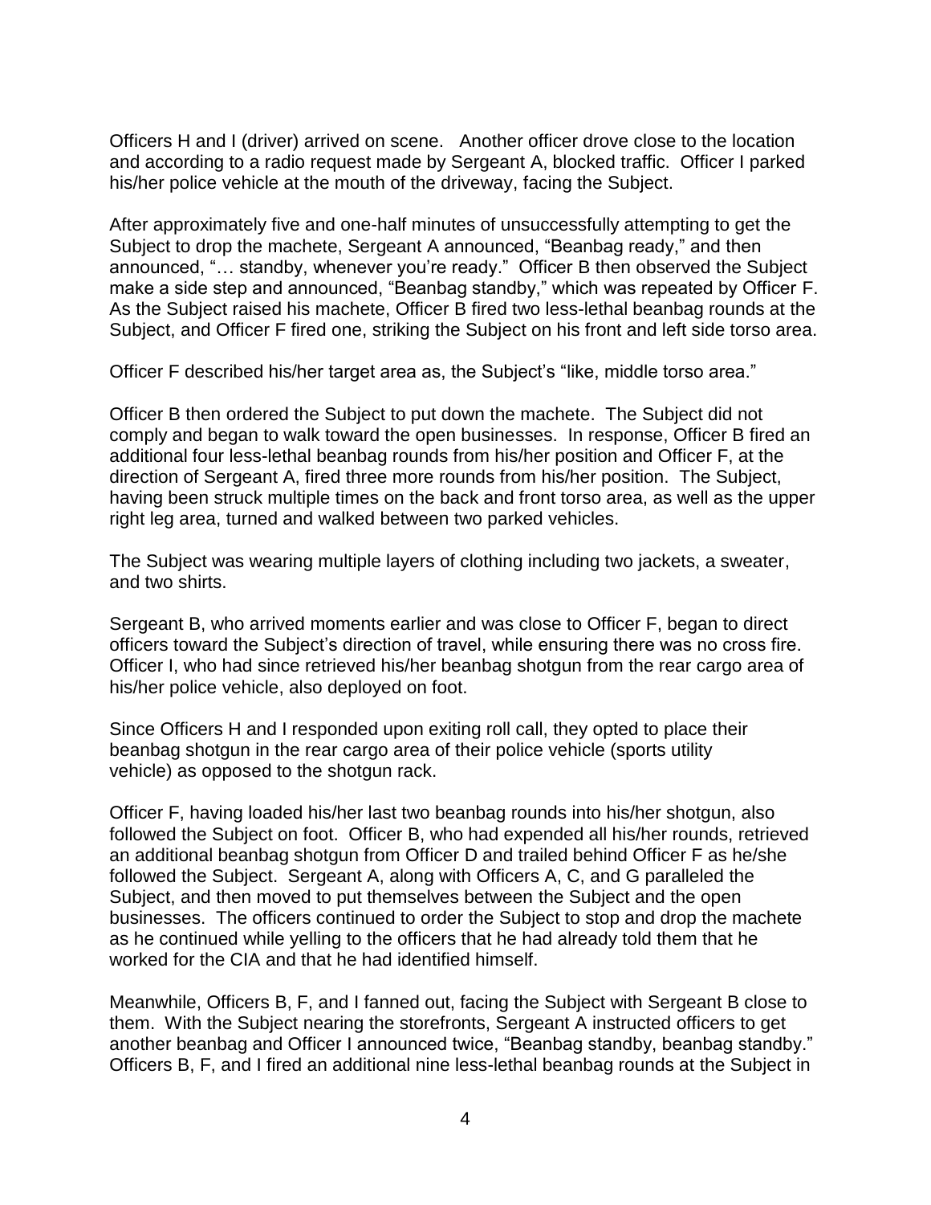Officers H and I (driver) arrived on scene. Another officer drove close to the location and according to a radio request made by Sergeant A, blocked traffic. Officer I parked his/her police vehicle at the mouth of the driveway, facing the Subject.

After approximately five and one-half minutes of unsuccessfully attempting to get the Subject to drop the machete, Sergeant A announced, "Beanbag ready," and then announced, "… standby, whenever you're ready." Officer B then observed the Subject make a side step and announced, "Beanbag standby," which was repeated by Officer F. As the Subject raised his machete, Officer B fired two less-lethal beanbag rounds at the Subject, and Officer F fired one, striking the Subject on his front and left side torso area.

Officer F described his/her target area as, the Subject's "like, middle torso area."

Officer B then ordered the Subject to put down the machete. The Subject did not comply and began to walk toward the open businesses. In response, Officer B fired an additional four less-lethal beanbag rounds from his/her position and Officer F, at the direction of Sergeant A, fired three more rounds from his/her position. The Subject, having been struck multiple times on the back and front torso area, as well as the upper right leg area, turned and walked between two parked vehicles.

The Subject was wearing multiple layers of clothing including two jackets, a sweater, and two shirts.

Sergeant B, who arrived moments earlier and was close to Officer F, began to direct officers toward the Subject's direction of travel, while ensuring there was no cross fire. Officer I, who had since retrieved his/her beanbag shotgun from the rear cargo area of his/her police vehicle, also deployed on foot.

Since Officers H and I responded upon exiting roll call, they opted to place their beanbag shotgun in the rear cargo area of their police vehicle (sports utility vehicle) as opposed to the shotgun rack.

Officer F, having loaded his/her last two beanbag rounds into his/her shotgun, also followed the Subject on foot. Officer B, who had expended all his/her rounds, retrieved an additional beanbag shotgun from Officer D and trailed behind Officer F as he/she followed the Subject. Sergeant A, along with Officers A, C, and G paralleled the Subject, and then moved to put themselves between the Subject and the open businesses. The officers continued to order the Subject to stop and drop the machete as he continued while yelling to the officers that he had already told them that he worked for the CIA and that he had identified himself.

Meanwhile, Officers B, F, and I fanned out, facing the Subject with Sergeant B close to them. With the Subject nearing the storefronts, Sergeant A instructed officers to get another beanbag and Officer I announced twice, "Beanbag standby, beanbag standby." Officers B, F, and I fired an additional nine less-lethal beanbag rounds at the Subject in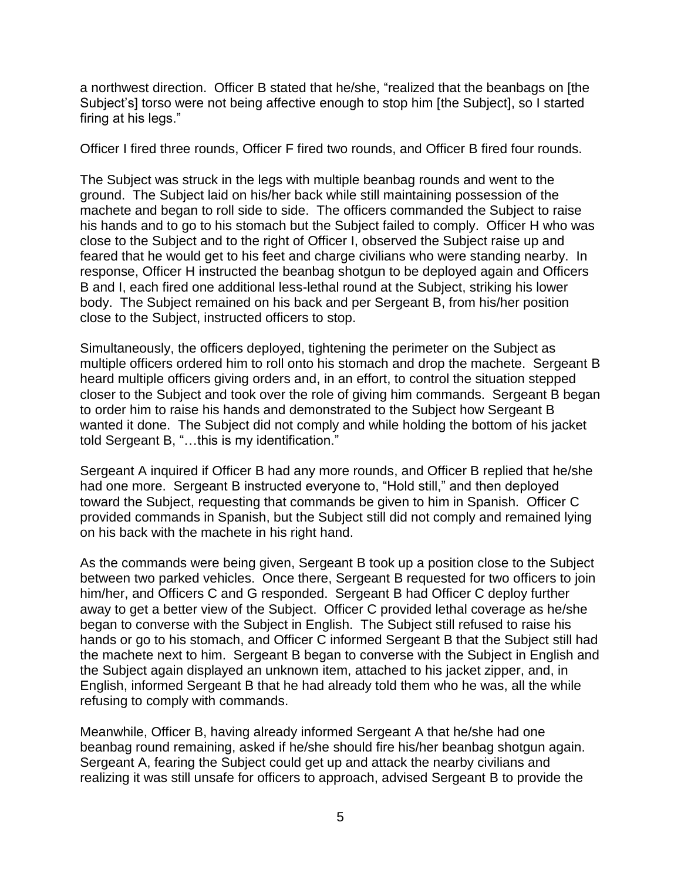a northwest direction. Officer B stated that he/she, "realized that the beanbags on [the Subject's] torso were not being affective enough to stop him [the Subject], so I started firing at his legs."

Officer I fired three rounds, Officer F fired two rounds, and Officer B fired four rounds.

The Subject was struck in the legs with multiple beanbag rounds and went to the ground. The Subject laid on his/her back while still maintaining possession of the machete and began to roll side to side. The officers commanded the Subject to raise his hands and to go to his stomach but the Subject failed to comply. Officer H who was close to the Subject and to the right of Officer I, observed the Subject raise up and feared that he would get to his feet and charge civilians who were standing nearby. In response, Officer H instructed the beanbag shotgun to be deployed again and Officers B and I, each fired one additional less-lethal round at the Subject, striking his lower body. The Subject remained on his back and per Sergeant B, from his/her position close to the Subject, instructed officers to stop.

Simultaneously, the officers deployed, tightening the perimeter on the Subject as multiple officers ordered him to roll onto his stomach and drop the machete. Sergeant B heard multiple officers giving orders and, in an effort, to control the situation stepped closer to the Subject and took over the role of giving him commands. Sergeant B began to order him to raise his hands and demonstrated to the Subject how Sergeant B wanted it done. The Subject did not comply and while holding the bottom of his jacket told Sergeant B, "…this is my identification."

Sergeant A inquired if Officer B had any more rounds, and Officer B replied that he/she had one more. Sergeant B instructed everyone to, "Hold still," and then deployed toward the Subject, requesting that commands be given to him in Spanish. Officer C provided commands in Spanish, but the Subject still did not comply and remained lying on his back with the machete in his right hand.

As the commands were being given, Sergeant B took up a position close to the Subject between two parked vehicles. Once there, Sergeant B requested for two officers to join him/her, and Officers C and G responded. Sergeant B had Officer C deploy further away to get a better view of the Subject. Officer C provided lethal coverage as he/she began to converse with the Subject in English. The Subject still refused to raise his hands or go to his stomach, and Officer C informed Sergeant B that the Subject still had the machete next to him. Sergeant B began to converse with the Subject in English and the Subject again displayed an unknown item, attached to his jacket zipper, and, in English, informed Sergeant B that he had already told them who he was, all the while refusing to comply with commands.

Meanwhile, Officer B, having already informed Sergeant A that he/she had one beanbag round remaining, asked if he/she should fire his/her beanbag shotgun again. Sergeant A, fearing the Subject could get up and attack the nearby civilians and realizing it was still unsafe for officers to approach, advised Sergeant B to provide the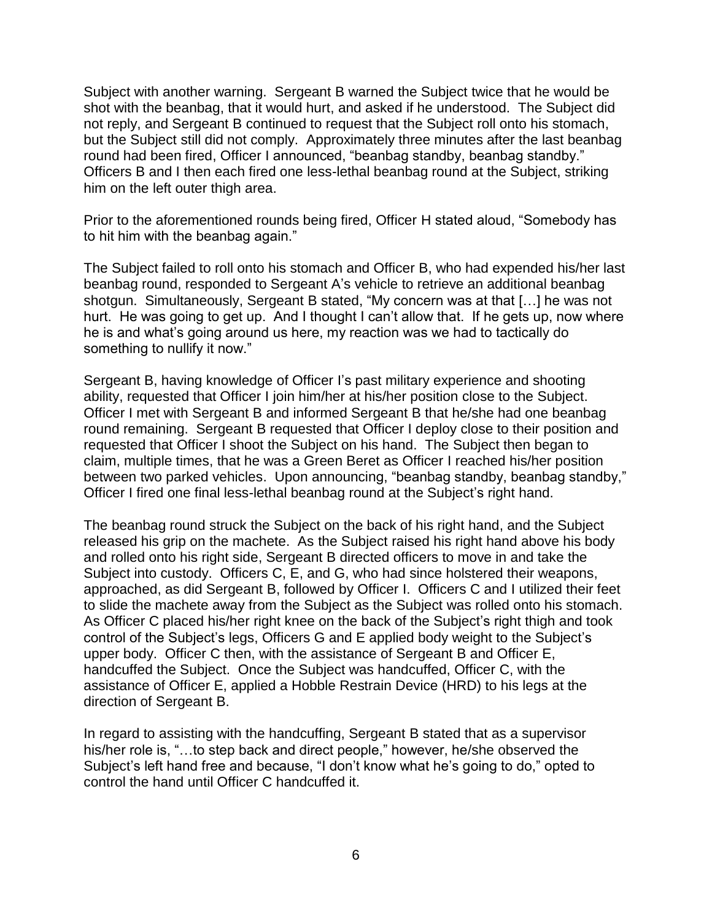Subject with another warning. Sergeant B warned the Subject twice that he would be shot with the beanbag, that it would hurt, and asked if he understood. The Subject did not reply, and Sergeant B continued to request that the Subject roll onto his stomach, but the Subject still did not comply. Approximately three minutes after the last beanbag round had been fired, Officer I announced, "beanbag standby, beanbag standby." Officers B and I then each fired one less-lethal beanbag round at the Subject, striking him on the left outer thigh area.

Prior to the aforementioned rounds being fired, Officer H stated aloud, "Somebody has to hit him with the beanbag again."

The Subject failed to roll onto his stomach and Officer B, who had expended his/her last beanbag round, responded to Sergeant A's vehicle to retrieve an additional beanbag shotgun. Simultaneously, Sergeant B stated, "My concern was at that […] he was not hurt. He was going to get up. And I thought I can't allow that. If he gets up, now where he is and what's going around us here, my reaction was we had to tactically do something to nullify it now."

Sergeant B, having knowledge of Officer I's past military experience and shooting ability, requested that Officer I join him/her at his/her position close to the Subject. Officer I met with Sergeant B and informed Sergeant B that he/she had one beanbag round remaining. Sergeant B requested that Officer I deploy close to their position and requested that Officer I shoot the Subject on his hand. The Subject then began to claim, multiple times, that he was a Green Beret as Officer I reached his/her position between two parked vehicles. Upon announcing, "beanbag standby, beanbag standby," Officer I fired one final less-lethal beanbag round at the Subject's right hand.

The beanbag round struck the Subject on the back of his right hand, and the Subject released his grip on the machete. As the Subject raised his right hand above his body and rolled onto his right side, Sergeant B directed officers to move in and take the Subject into custody. Officers C, E, and G, who had since holstered their weapons, approached, as did Sergeant B, followed by Officer I. Officers C and I utilized their feet to slide the machete away from the Subject as the Subject was rolled onto his stomach. As Officer C placed his/her right knee on the back of the Subject's right thigh and took control of the Subject's legs, Officers G and E applied body weight to the Subject's upper body. Officer C then, with the assistance of Sergeant B and Officer E, handcuffed the Subject. Once the Subject was handcuffed, Officer C, with the assistance of Officer E, applied a Hobble Restrain Device (HRD) to his legs at the direction of Sergeant B.

In regard to assisting with the handcuffing, Sergeant B stated that as a supervisor his/her role is, "…to step back and direct people," however, he/she observed the Subject's left hand free and because, "I don't know what he's going to do," opted to control the hand until Officer C handcuffed it.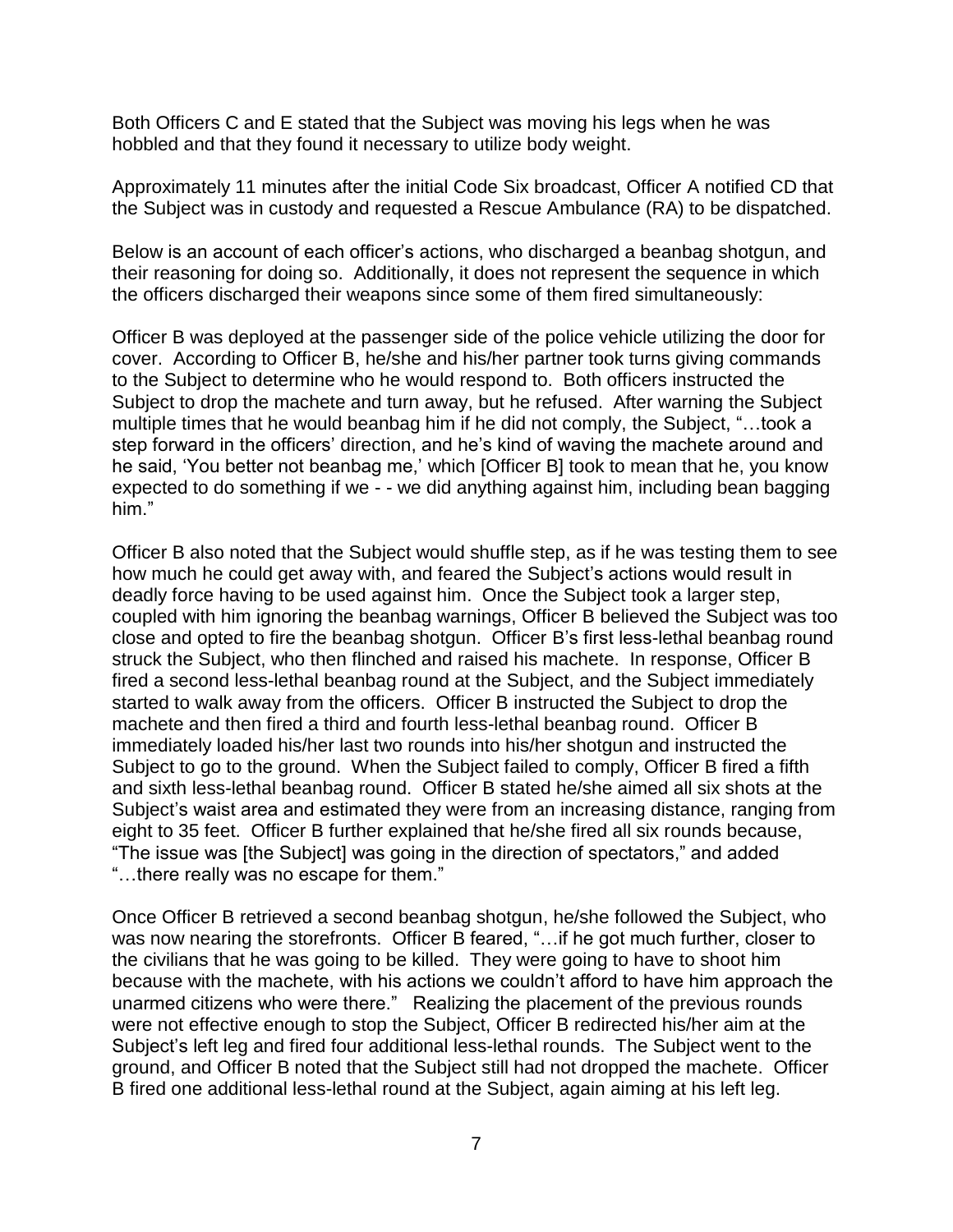Both Officers C and E stated that the Subject was moving his legs when he was hobbled and that they found it necessary to utilize body weight.

Approximately 11 minutes after the initial Code Six broadcast, Officer A notified CD that the Subject was in custody and requested a Rescue Ambulance (RA) to be dispatched.

Below is an account of each officer's actions, who discharged a beanbag shotgun, and their reasoning for doing so. Additionally, it does not represent the sequence in which the officers discharged their weapons since some of them fired simultaneously:

Officer B was deployed at the passenger side of the police vehicle utilizing the door for cover. According to Officer B, he/she and his/her partner took turns giving commands to the Subject to determine who he would respond to. Both officers instructed the Subject to drop the machete and turn away, but he refused. After warning the Subject multiple times that he would beanbag him if he did not comply, the Subject, "…took a step forward in the officers' direction, and he's kind of waving the machete around and he said, 'You better not beanbag me,' which [Officer B] took to mean that he, you know expected to do something if we - - we did anything against him, including bean bagging him."

Officer B also noted that the Subject would shuffle step, as if he was testing them to see how much he could get away with, and feared the Subject's actions would result in deadly force having to be used against him. Once the Subject took a larger step, coupled with him ignoring the beanbag warnings, Officer B believed the Subject was too close and opted to fire the beanbag shotgun. Officer B's first less-lethal beanbag round struck the Subject, who then flinched and raised his machete. In response, Officer B fired a second less-lethal beanbag round at the Subject, and the Subject immediately started to walk away from the officers. Officer B instructed the Subject to drop the machete and then fired a third and fourth less-lethal beanbag round. Officer B immediately loaded his/her last two rounds into his/her shotgun and instructed the Subject to go to the ground. When the Subject failed to comply, Officer B fired a fifth and sixth less-lethal beanbag round. Officer B stated he/she aimed all six shots at the Subject's waist area and estimated they were from an increasing distance, ranging from eight to 35 feet. Officer B further explained that he/she fired all six rounds because, "The issue was [the Subject] was going in the direction of spectators," and added "…there really was no escape for them."

Once Officer B retrieved a second beanbag shotgun, he/she followed the Subject, who was now nearing the storefronts. Officer B feared, "…if he got much further, closer to the civilians that he was going to be killed. They were going to have to shoot him because with the machete, with his actions we couldn't afford to have him approach the unarmed citizens who were there." Realizing the placement of the previous rounds were not effective enough to stop the Subject, Officer B redirected his/her aim at the Subject's left leg and fired four additional less-lethal rounds. The Subject went to the ground, and Officer B noted that the Subject still had not dropped the machete. Officer B fired one additional less-lethal round at the Subject, again aiming at his left leg.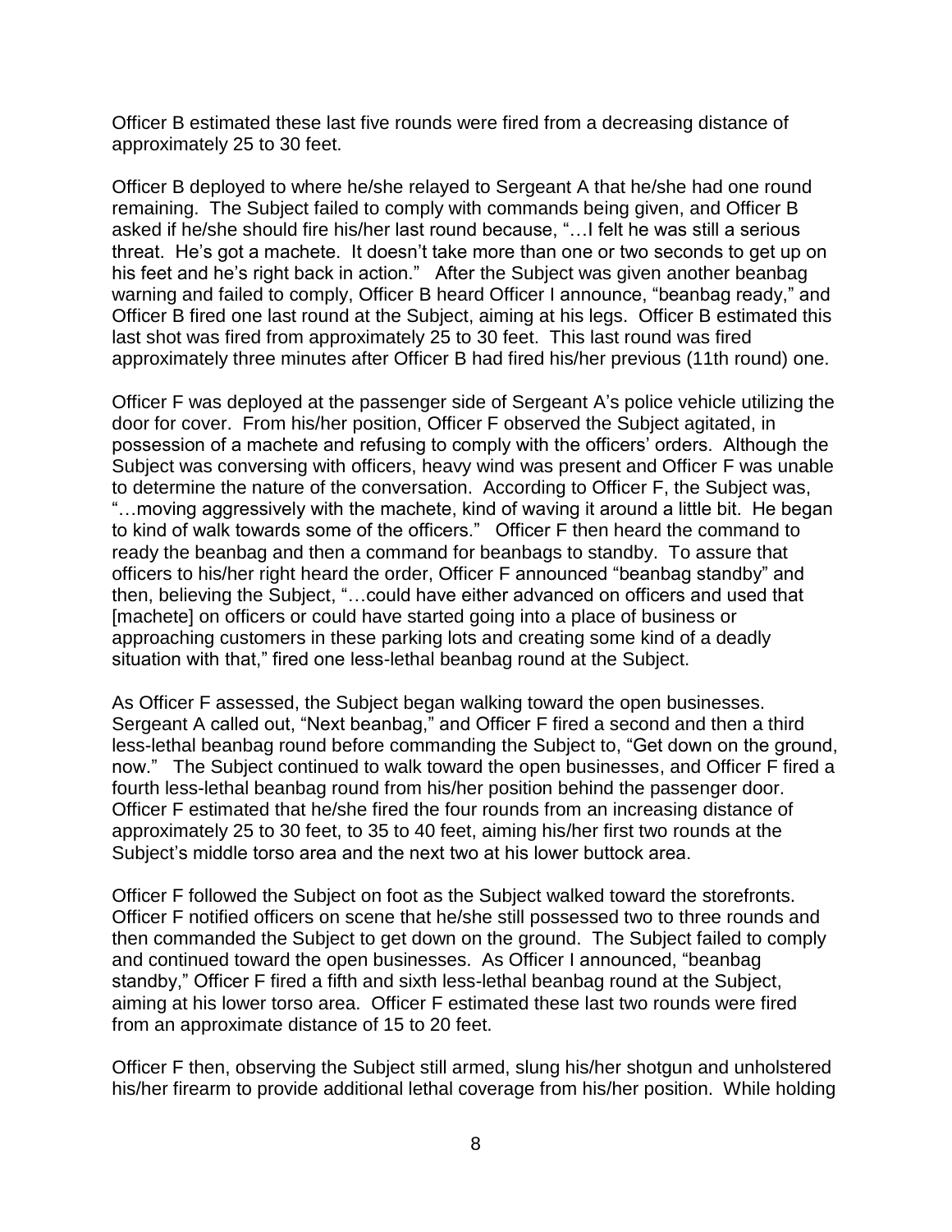Officer B estimated these last five rounds were fired from a decreasing distance of approximately 25 to 30 feet.

Officer B deployed to where he/she relayed to Sergeant A that he/she had one round remaining. The Subject failed to comply with commands being given, and Officer B asked if he/she should fire his/her last round because, "…I felt he was still a serious threat. He's got a machete. It doesn't take more than one or two seconds to get up on his feet and he's right back in action." After the Subject was given another beanbag warning and failed to comply, Officer B heard Officer I announce, "beanbag ready," and Officer B fired one last round at the Subject, aiming at his legs. Officer B estimated this last shot was fired from approximately 25 to 30 feet. This last round was fired approximately three minutes after Officer B had fired his/her previous (11th round) one.

Officer F was deployed at the passenger side of Sergeant A's police vehicle utilizing the door for cover. From his/her position, Officer F observed the Subject agitated, in possession of a machete and refusing to comply with the officers' orders. Although the Subject was conversing with officers, heavy wind was present and Officer F was unable to determine the nature of the conversation. According to Officer F, the Subject was, "…moving aggressively with the machete, kind of waving it around a little bit. He began to kind of walk towards some of the officers." Officer F then heard the command to ready the beanbag and then a command for beanbags to standby. To assure that officers to his/her right heard the order, Officer F announced "beanbag standby" and then, believing the Subject, "…could have either advanced on officers and used that [machete] on officers or could have started going into a place of business or approaching customers in these parking lots and creating some kind of a deadly situation with that," fired one less-lethal beanbag round at the Subject.

As Officer F assessed, the Subject began walking toward the open businesses. Sergeant A called out, "Next beanbag," and Officer F fired a second and then a third less-lethal beanbag round before commanding the Subject to, "Get down on the ground, now." The Subject continued to walk toward the open businesses, and Officer F fired a fourth less-lethal beanbag round from his/her position behind the passenger door. Officer F estimated that he/she fired the four rounds from an increasing distance of approximately 25 to 30 feet, to 35 to 40 feet, aiming his/her first two rounds at the Subject's middle torso area and the next two at his lower buttock area.

Officer F followed the Subject on foot as the Subject walked toward the storefronts. Officer F notified officers on scene that he/she still possessed two to three rounds and then commanded the Subject to get down on the ground. The Subject failed to comply and continued toward the open businesses. As Officer I announced, "beanbag standby," Officer F fired a fifth and sixth less-lethal beanbag round at the Subject, aiming at his lower torso area. Officer F estimated these last two rounds were fired from an approximate distance of 15 to 20 feet.

Officer F then, observing the Subject still armed, slung his/her shotgun and unholstered his/her firearm to provide additional lethal coverage from his/her position. While holding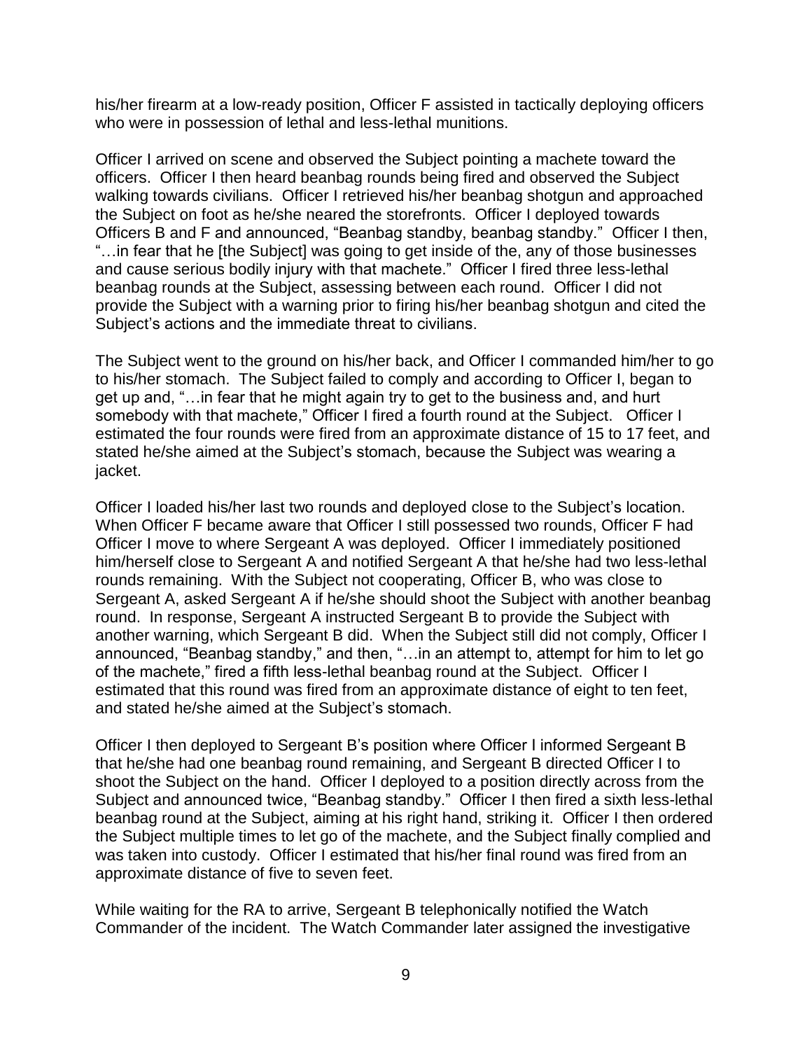his/her firearm at a low-ready position, Officer F assisted in tactically deploying officers who were in possession of lethal and less-lethal munitions.

Officer I arrived on scene and observed the Subject pointing a machete toward the officers. Officer I then heard beanbag rounds being fired and observed the Subject walking towards civilians. Officer I retrieved his/her beanbag shotgun and approached the Subject on foot as he/she neared the storefronts. Officer I deployed towards Officers B and F and announced, "Beanbag standby, beanbag standby." Officer I then, "…in fear that he [the Subject] was going to get inside of the, any of those businesses and cause serious bodily injury with that machete." Officer I fired three less-lethal beanbag rounds at the Subject, assessing between each round. Officer I did not provide the Subject with a warning prior to firing his/her beanbag shotgun and cited the Subject's actions and the immediate threat to civilians.

The Subject went to the ground on his/her back, and Officer I commanded him/her to go to his/her stomach. The Subject failed to comply and according to Officer I, began to get up and, "…in fear that he might again try to get to the business and, and hurt somebody with that machete," Officer I fired a fourth round at the Subject. Officer I estimated the four rounds were fired from an approximate distance of 15 to 17 feet, and stated he/she aimed at the Subject's stomach, because the Subject was wearing a jacket.

Officer I loaded his/her last two rounds and deployed close to the Subject's location. When Officer F became aware that Officer I still possessed two rounds, Officer F had Officer I move to where Sergeant A was deployed. Officer I immediately positioned him/herself close to Sergeant A and notified Sergeant A that he/she had two less-lethal rounds remaining. With the Subject not cooperating, Officer B, who was close to Sergeant A, asked Sergeant A if he/she should shoot the Subject with another beanbag round. In response, Sergeant A instructed Sergeant B to provide the Subject with another warning, which Sergeant B did. When the Subject still did not comply, Officer I announced, "Beanbag standby," and then, "…in an attempt to, attempt for him to let go of the machete," fired a fifth less-lethal beanbag round at the Subject. Officer I estimated that this round was fired from an approximate distance of eight to ten feet, and stated he/she aimed at the Subject's stomach.

Officer I then deployed to Sergeant B's position where Officer I informed Sergeant B that he/she had one beanbag round remaining, and Sergeant B directed Officer I to shoot the Subject on the hand. Officer I deployed to a position directly across from the Subject and announced twice, "Beanbag standby." Officer I then fired a sixth less-lethal beanbag round at the Subject, aiming at his right hand, striking it. Officer I then ordered the Subject multiple times to let go of the machete, and the Subject finally complied and was taken into custody. Officer I estimated that his/her final round was fired from an approximate distance of five to seven feet.

While waiting for the RA to arrive, Sergeant B telephonically notified the Watch Commander of the incident. The Watch Commander later assigned the investigative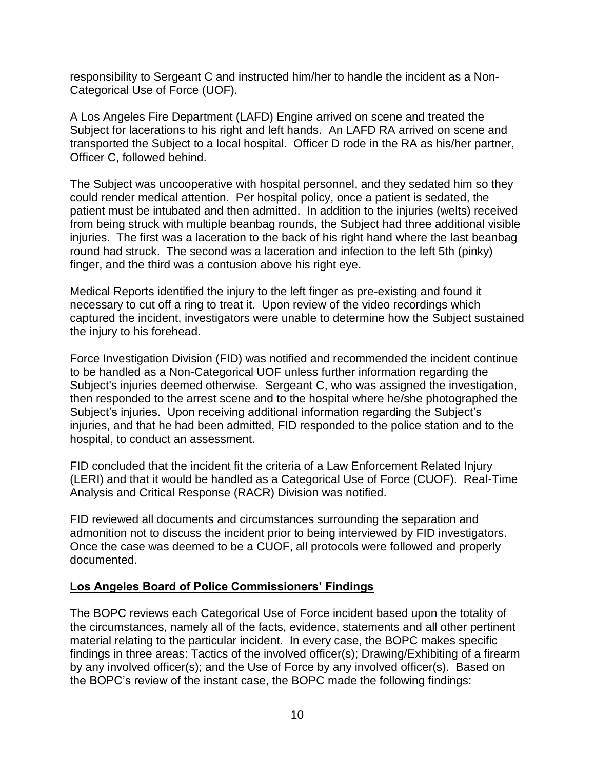responsibility to Sergeant C and instructed him/her to handle the incident as a Non-Categorical Use of Force (UOF).

A Los Angeles Fire Department (LAFD) Engine arrived on scene and treated the Subject for lacerations to his right and left hands. An LAFD RA arrived on scene and transported the Subject to a local hospital. Officer D rode in the RA as his/her partner, Officer C, followed behind.

The Subject was uncooperative with hospital personnel, and they sedated him so they could render medical attention. Per hospital policy, once a patient is sedated, the patient must be intubated and then admitted. In addition to the injuries (welts) received from being struck with multiple beanbag rounds, the Subject had three additional visible injuries. The first was a laceration to the back of his right hand where the last beanbag round had struck. The second was a laceration and infection to the left 5th (pinky) finger, and the third was a contusion above his right eye.

Medical Reports identified the injury to the left finger as pre-existing and found it necessary to cut off a ring to treat it. Upon review of the video recordings which captured the incident, investigators were unable to determine how the Subject sustained the injury to his forehead.

Force Investigation Division (FID) was notified and recommended the incident continue to be handled as a Non-Categorical UOF unless further information regarding the Subject's injuries deemed otherwise. Sergeant C, who was assigned the investigation, then responded to the arrest scene and to the hospital where he/she photographed the Subject's injuries. Upon receiving additional information regarding the Subject's injuries, and that he had been admitted, FID responded to the police station and to the hospital, to conduct an assessment.

FID concluded that the incident fit the criteria of a Law Enforcement Related Injury (LERI) and that it would be handled as a Categorical Use of Force (CUOF). Real-Time Analysis and Critical Response (RACR) Division was notified.

FID reviewed all documents and circumstances surrounding the separation and admonition not to discuss the incident prior to being interviewed by FID investigators. Once the case was deemed to be a CUOF, all protocols were followed and properly documented.

## Los Angeles Board of Police Commissioners' Findings

The BOPC reviews each Categorical Use of Force incident based upon the totality of the circumstances, namely all of the facts, evidence, statements and all other pertinent material relating to the particular incident. In every case, the BOPC makes specific findings in three areas: Tactics of the involved officer(s); Drawing/Exhibiting of a firearm by any involved officer(s); and the Use of Force by any involved officer(s). Based on the BOPC's review of the instant case, the BOPC made the following findings: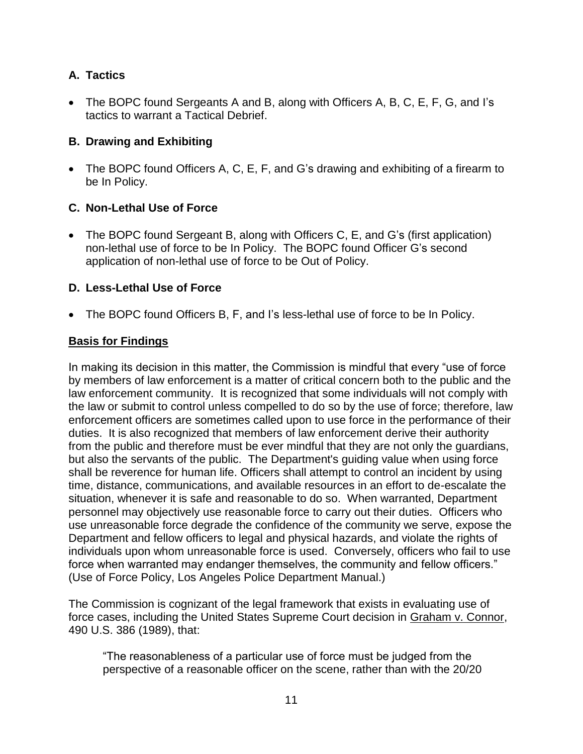### A. Tactics

- The BOPC found Sergeants A and B, along with Officers A, B, C, E, F, G, and I's tactics to warrant a Tactical Debrief.

### B. Drawing and Exhibiting

- The BOPC found Officers A, C, E, F, and G's drawing and exhibiting of a firearm to be In Policy.

### C. Non-Lethal Use of Force

- The BOPC found Sergeant B, along with Officers C, E, and G's (first application) non-lethal use of force to be In Policy. The BOPC found Officer G's second application of non-lethal use of force to be Out of Policy.

### D. Less-Lethal Use of Force

- The BOPC found Officers B, F, and I's less-lethal use of force to be In Policy.

**Basis for Findings**

In making its decision in this matter, the Commission is mindful that every "use of force by members of law enforcement is a matter of critical concern both to the public and the law enforcement community. It is recognized that some individuals will not comply with the law or submit to control unless compelled to do so by the use of force; therefore, law enforcement officers are sometimes called upon to use force in the performance of their duties. It is also recognized that members of law enforcement derive their authority from the public and therefore must be ever mindful that they are not only the guardians, but also the servants of the public. The Department's guiding value when using force shall be reverence for human life. Officers shall attempt to control an incident by using time, distance, communications, and available resources in an effort to de-escalate the situation, whenever it is safe and reasonable to do so. When warranted, Department personnel may objectively use reasonable force to carry out their duties. Officers who use unreasonable force degrade the confidence of the community we serve, expose the Department and fellow officers to legal and physical hazards, and violate the rights of individuals upon whom unreasonable force is used. Conversely, officers who fail to use force when warranted may endanger themselves, the community and fellow officers." (Use of Force Policy, Los Angeles Police Department Manual.)

The Commission is cognizant of the legal framework that exists in evaluating use of force cases, including the United States Supreme Court decision in Graham v. Connor, 490 U.S. 386 (1989), that:

> "The reasonableness of a particular use of force must be judged from the perspective of a reasonable officer on the scene, rather than with the 20/20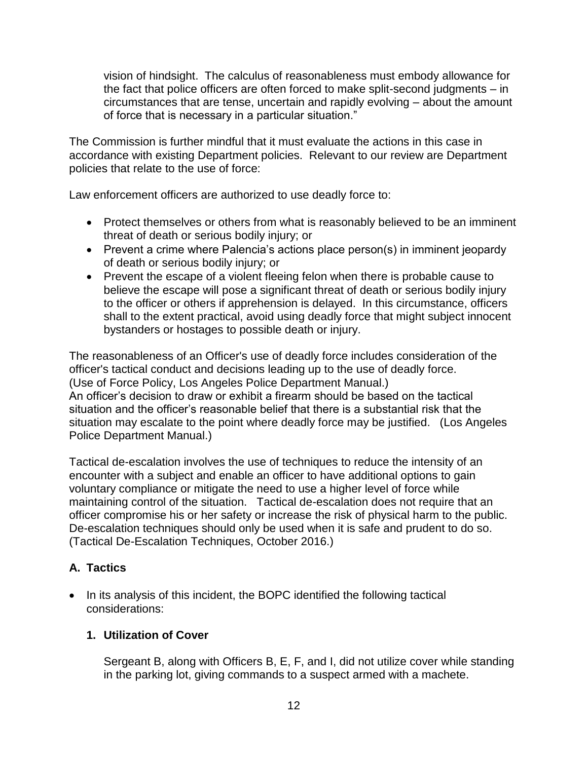vision of hindsight. The calculus of reasonableness must embody allowance for the fact that police officers are often forced to make split-second judgments – in circumstances that are tense, uncertain and rapidly evolving – about the amount of force that is necessary in a particular situation."

The Commission is further mindful that it must evaluate the actions in this case in accordance with existing Department policies. Relevant to our review are Department policies that relate to the use of force:

Law enforcement officers are authorized to use deadly force to:

- Protect themselves or others from what is reasonably believed to be an imminent threat of death or serious bodily injury; or
- Prevent a crime where Palencia's actions place person(s) in imminent jeopardy of death or serious bodily injury; or
- Prevent the escape of a violent fleeing felon when there is probable cause to believe the escape will pose a significant threat of death or serious bodily injury to the officer or others if apprehension is delayed. In this circumstance, officers shall to the extent practical, avoid using deadly force that might subject innocent bystanders or hostages to possible death or injury.

The reasonableness of an Officer's use of deadly force includes consideration of the officer's tactical conduct and decisions leading up to the use of deadly force. (Use of Force Policy, Los Angeles Police Department Manual.)
An officer's decision to draw or exhibit a firearm should be based on the tactical situation and the officer's reasonable belief that there is a substantial risk that the situation may escalate to the point where deadly force may be justified. (Los Angeles Police Department Manual.)

Tactical de-escalation involves the use of techniques to reduce the intensity of an encounter with a subject and enable an officer to have additional options to gain voluntary compliance or mitigate the need to use a higher level of force while maintaining control of the situation. Tactical de-escalation does not require that an officer compromise his or her safety or increase the risk of physical harm to the public. De-escalation techniques should only be used when it is safe and prudent to do so. (Tactical De-Escalation Techniques, October 2016.)

### A. Tactics

- In its analysis of this incident, the BOPC identified the following tactical considerations:

#### 1. Utilization of Cover

Sergeant B, along with Officers B, E, F, and I, did not utilize cover while standing in the parking lot, giving commands to a suspect armed with a machete.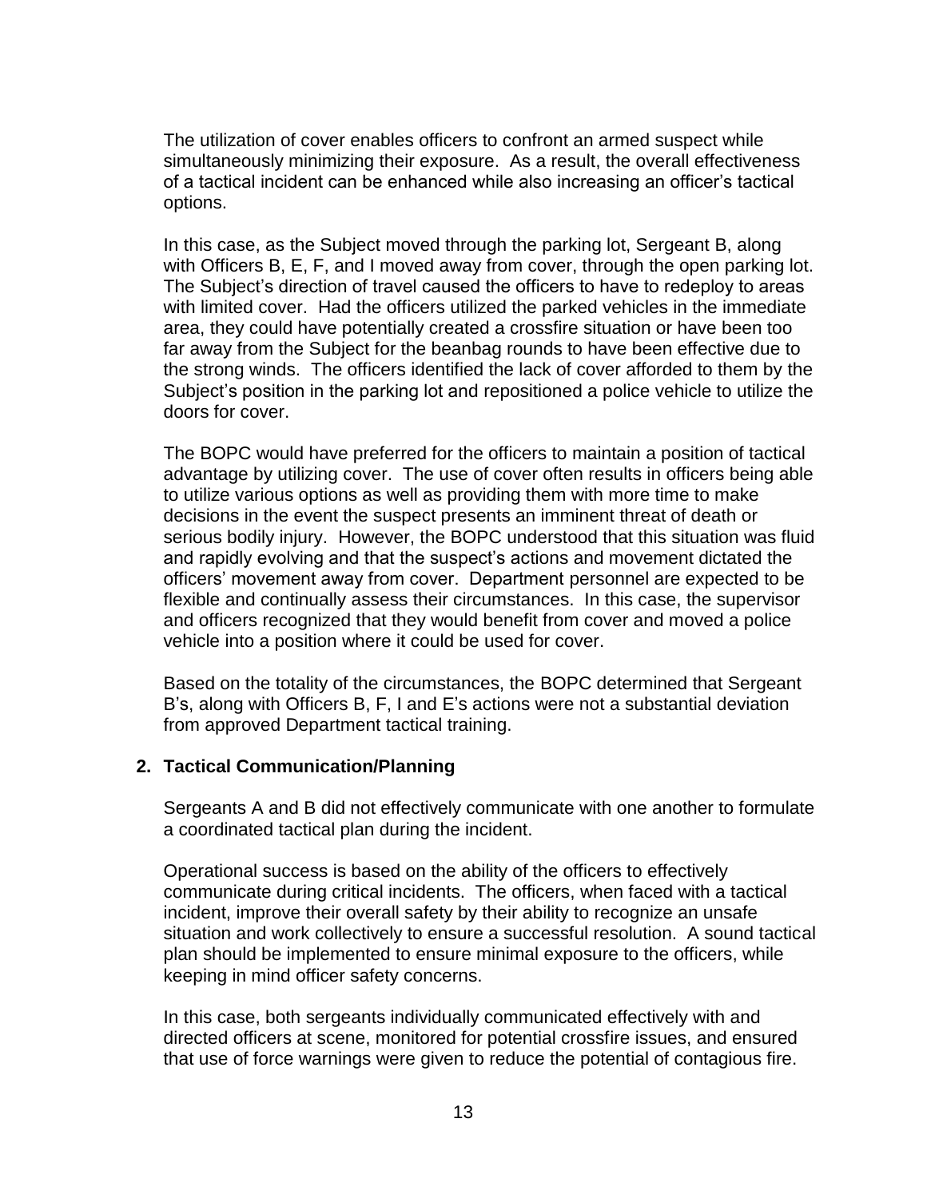The utilization of cover enables officers to confront an armed suspect while simultaneously minimizing their exposure. As a result, the overall effectiveness of a tactical incident can be enhanced while also increasing an officer's tactical options.

In this case, as the Subject moved through the parking lot, Sergeant B, along with Officers B, E, F, and I moved away from cover, through the open parking lot. The Subject's direction of travel caused the officers to have to redeploy to areas with limited cover. Had the officers utilized the parked vehicles in the immediate area, they could have potentially created a crossfire situation or have been too far away from the Subject for the beanbag rounds to have been effective due to the strong winds. The officers identified the lack of cover afforded to them by the Subject's position in the parking lot and repositioned a police vehicle to utilize the doors for cover.

The BOPC would have preferred for the officers to maintain a position of tactical advantage by utilizing cover. The use of cover often results in officers being able to utilize various options as well as providing them with more time to make decisions in the event the suspect presents an imminent threat of death or serious bodily injury. However, the BOPC understood that this situation was fluid and rapidly evolving and that the suspect's actions and movement dictated the officers' movement away from cover. Department personnel are expected to be flexible and continually assess their circumstances. In this case, the supervisor and officers recognized that they would benefit from cover and moved a police vehicle into a position where it could be used for cover.

Based on the totality of the circumstances, the BOPC determined that Sergeant B's, along with Officers B, F, I and E's actions were not a substantial deviation from approved Department tactical training.

**2. Tactical Communication/Planning**

Sergeants A and B did not effectively communicate with one another to formulate a coordinated tactical plan during the incident.

Operational success is based on the ability of the officers to effectively communicate during critical incidents. The officers, when faced with a tactical incident, improve their overall safety by their ability to recognize an unsafe situation and work collectively to ensure a successful resolution. A sound tactical plan should be implemented to ensure minimal exposure to the officers, while keeping in mind officer safety concerns.

In this case, both sergeants individually communicated effectively with and directed officers at scene, monitored for potential crossfire issues, and ensured that use of force warnings were given to reduce the potential of contagious fire.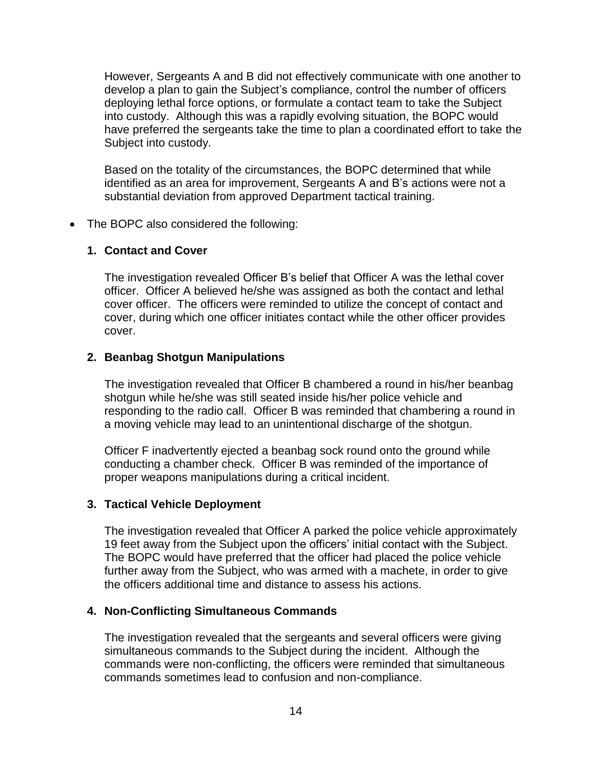However, Sergeants A and B did not effectively communicate with one another to develop a plan to gain the Subject's compliance, control the number of officers deploying lethal force options, or formulate a contact team to take the Subject into custody. Although this was a rapidly evolving situation, the BOPC would have preferred the sergeants take the time to plan a coordinated effort to take the Subject into custody.

Based on the totality of the circumstances, the BOPC determined that while identified as an area for improvement, Sergeants A and B's actions were not a substantial deviation from approved Department tactical training.

- The BOPC also considered the following:

**1. Contact and Cover**

The investigation revealed Officer B's belief that Officer A was the lethal cover officer. Officer A believed he/she was assigned as both the contact and lethal cover officer. The officers were reminded to utilize the concept of contact and cover, during which one officer initiates contact while the other officer provides cover.

**2. Beanbag Shotgun Manipulations**

The investigation revealed that Officer B chambered a round in his/her beanbag shotgun while he/she was still seated inside his/her police vehicle and responding to the radio call. Officer B was reminded that chambering a round in a moving vehicle may lead to an unintentional discharge of the shotgun.

Officer F inadvertently ejected a beanbag sock round onto the ground while conducting a chamber check. Officer B was reminded of the importance of proper weapons manipulations during a critical incident.

**3. Tactical Vehicle Deployment**

The investigation revealed that Officer A parked the police vehicle approximately 19 feet away from the Subject upon the officers' initial contact with the Subject. The BOPC would have preferred that the officer had placed the police vehicle further away from the Subject, who was armed with a machete, in order to give the officers additional time and distance to assess his actions.

**4. Non-Conflicting Simultaneous Commands**

The investigation revealed that the sergeants and several officers were giving simultaneous commands to the Subject during the incident. Although the commands were non-conflicting, the officers were reminded that simultaneous commands sometimes lead to confusion and non-compliance.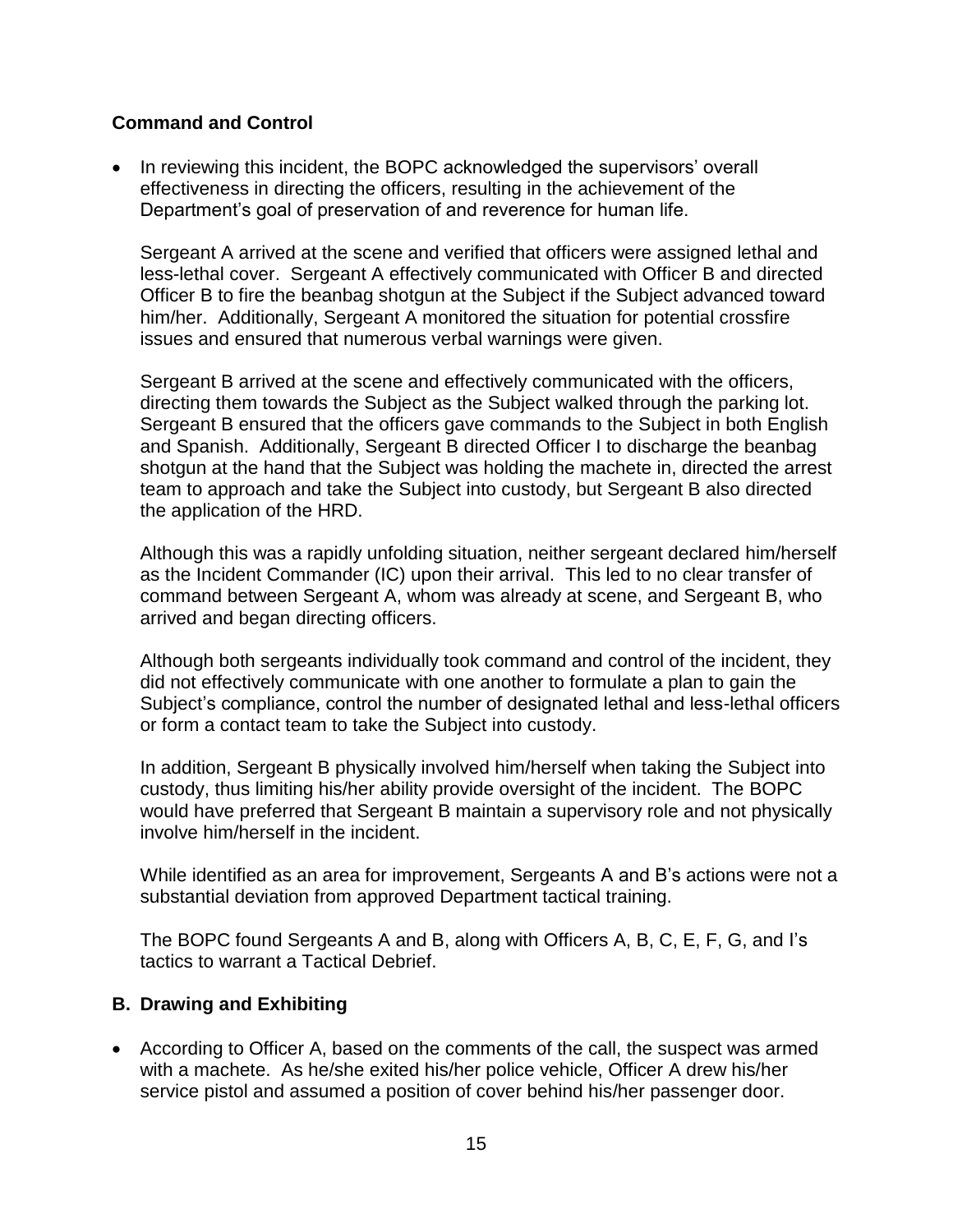**Command and Control**

- In reviewing this incident, the BOPC acknowledged the supervisors' overall effectiveness in directing the officers, resulting in the achievement of the Department's goal of preservation of and reverence for human life.

  Sergeant A arrived at the scene and verified that officers were assigned lethal and less-lethal cover. Sergeant A effectively communicated with Officer B and directed Officer B to fire the beanbag shotgun at the Subject if the Subject advanced toward him/her. Additionally, Sergeant A monitored the situation for potential crossfire issues and ensured that numerous verbal warnings were given.

  Sergeant B arrived at the scene and effectively communicated with the officers, directing them towards the Subject as the Subject walked through the parking lot. Sergeant B ensured that the officers gave commands to the Subject in both English and Spanish. Additionally, Sergeant B directed Officer I to discharge the beanbag shotgun at the hand that the Subject was holding the machete in, directed the arrest team to approach and take the Subject into custody, but Sergeant B also directed the application of the HRD.

  Although this was a rapidly unfolding situation, neither sergeant declared him/herself as the Incident Commander (IC) upon their arrival. This led to no clear transfer of command between Sergeant A, whom was already at scene, and Sergeant B, who arrived and began directing officers.

  Although both sergeants individually took command and control of the incident, they did not effectively communicate with one another to formulate a plan to gain the Subject's compliance, control the number of designated lethal and less-lethal officers or form a contact team to take the Subject into custody.

  In addition, Sergeant B physically involved him/herself when taking the Subject into custody, thus limiting his/her ability provide oversight of the incident. The BOPC would have preferred that Sergeant B maintain a supervisory role and not physically involve him/herself in the incident.

  While identified as an area for improvement, Sergeants A and B's actions were not a substantial deviation from approved Department tactical training.

  The BOPC found Sergeants A and B, along with Officers A, B, C, E, F, G, and I's tactics to warrant a Tactical Debrief.

**B. Drawing and Exhibiting**

- According to Officer A, based on the comments of the call, the suspect was armed with a machete. As he/she exited his/her police vehicle, Officer A drew his/her service pistol and assumed a position of cover behind his/her passenger door.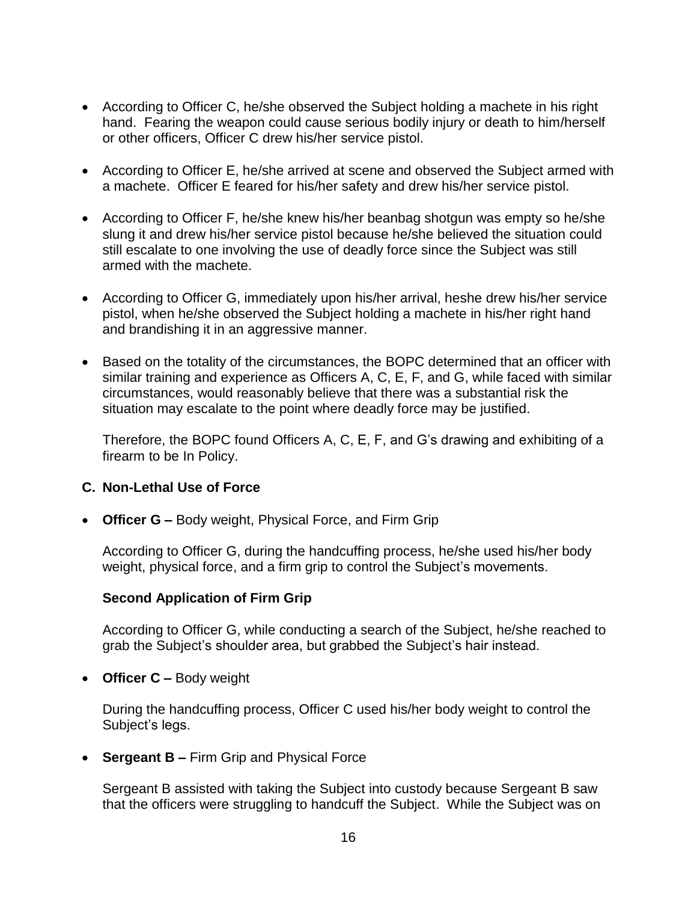- According to Officer C, he/she observed the Subject holding a machete in his right hand. Fearing the weapon could cause serious bodily injury or death to him/herself or other officers, Officer C drew his/her service pistol.

- According to Officer E, he/she arrived at scene and observed the Subject armed with a machete. Officer E feared for his/her safety and drew his/her service pistol.

- According to Officer F, he/she knew his/her beanbag shotgun was empty so he/she slung it and drew his/her service pistol because he/she believed the situation could still escalate to one involving the use of deadly force since the Subject was still armed with the machete.

- According to Officer G, immediately upon his/her arrival, heshe drew his/her service pistol, when he/she observed the Subject holding a machete in his/her right hand and brandishing it in an aggressive manner.

- Based on the totality of the circumstances, the BOPC determined that an officer with similar training and experience as Officers A, C, E, F, and G, while faced with similar circumstances, would reasonably believe that there was a substantial risk the situation may escalate to the point where deadly force may be justified.

  Therefore, the BOPC found Officers A, C, E, F, and G's drawing and exhibiting of a firearm to be In Policy.

### C. Non-Lethal Use of Force

- **Officer G –** Body weight, Physical Force, and Firm Grip

  According to Officer G, during the handcuffing process, he/she used his/her body weight, physical force, and a firm grip to control the Subject's movements.

  **Second Application of Firm Grip**

  According to Officer G, while conducting a search of the Subject, he/she reached to grab the Subject's shoulder area, but grabbed the Subject's hair instead.

- **Officer C –** Body weight

  During the handcuffing process, Officer C used his/her body weight to control the Subject's legs.

- **Sergeant B –** Firm Grip and Physical Force

  Sergeant B assisted with taking the Subject into custody because Sergeant B saw that the officers were struggling to handcuff the Subject. While the Subject was on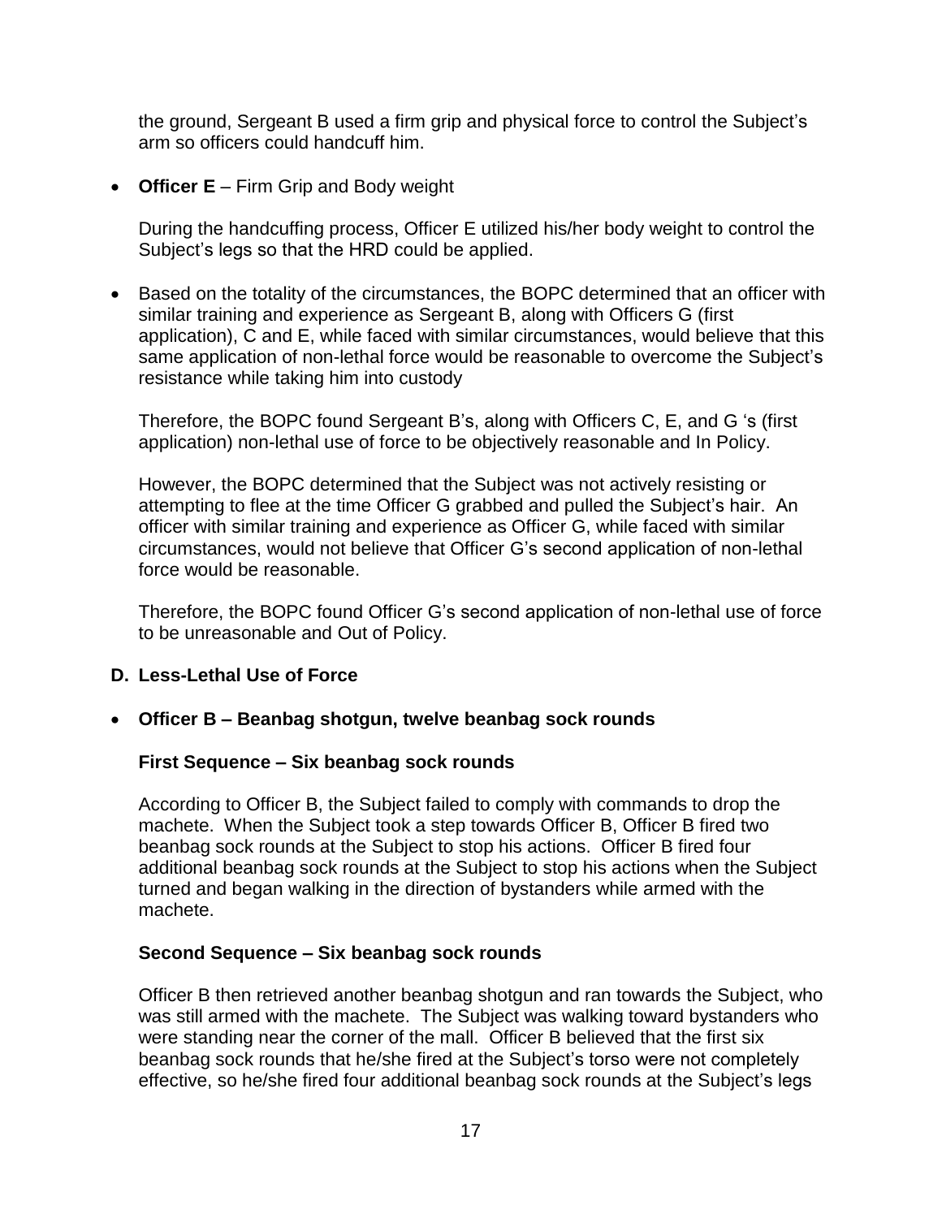the ground, Sergeant B used a firm grip and physical force to control the Subject's arm so officers could handcuff him.

- **Officer E** – Firm Grip and Body weight

  During the handcuffing process, Officer E utilized his/her body weight to control the Subject's legs so that the HRD could be applied.

- Based on the totality of the circumstances, the BOPC determined that an officer with similar training and experience as Sergeant B, along with Officers G (first application), C and E, while faced with similar circumstances, would believe that this same application of non-lethal force would be reasonable to overcome the Subject's resistance while taking him into custody

  Therefore, the BOPC found Sergeant B's, along with Officers C, E, and G 's (first application) non-lethal use of force to be objectively reasonable and In Policy.

  However, the BOPC determined that the Subject was not actively resisting or attempting to flee at the time Officer G grabbed and pulled the Subject's hair. An officer with similar training and experience as Officer G, while faced with similar circumstances, would not believe that Officer G's second application of non-lethal force would be reasonable.

  Therefore, the BOPC found Officer G's second application of non-lethal use of force to be unreasonable and Out of Policy.

## D. Less-Lethal Use of Force

- **Officer B – Beanbag shotgun, twelve beanbag sock rounds**

  **First Sequence – Six beanbag sock rounds**

  According to Officer B, the Subject failed to comply with commands to drop the machete. When the Subject took a step towards Officer B, Officer B fired two beanbag sock rounds at the Subject to stop his actions. Officer B fired four additional beanbag sock rounds at the Subject to stop his actions when the Subject turned and began walking in the direction of bystanders while armed with the machete.

  **Second Sequence – Six beanbag sock rounds**

  Officer B then retrieved another beanbag shotgun and ran towards the Subject, who was still armed with the machete. The Subject was walking toward bystanders who were standing near the corner of the mall. Officer B believed that the first six beanbag sock rounds that he/she fired at the Subject's torso were not completely effective, so he/she fired four additional beanbag sock rounds at the Subject's legs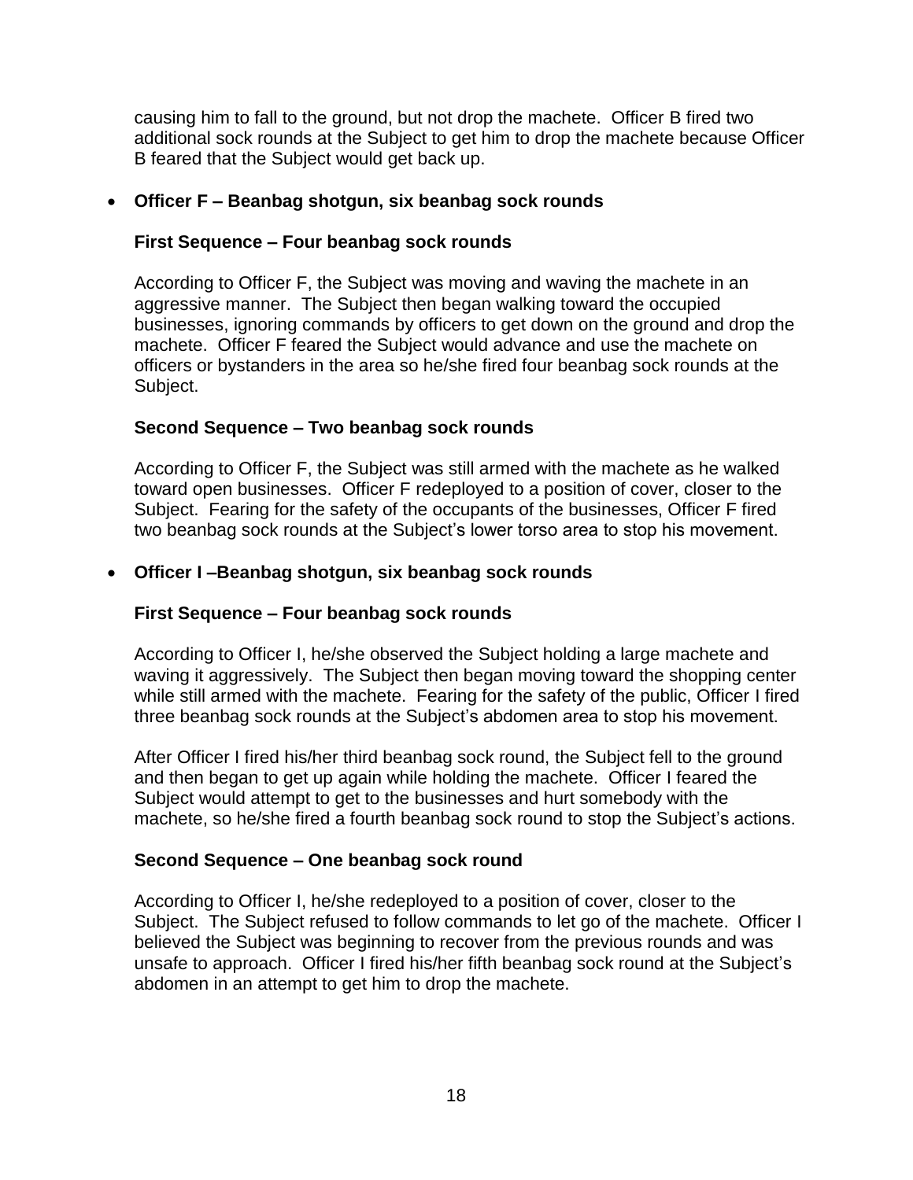causing him to fall to the ground, but not drop the machete. Officer B fired two additional sock rounds at the Subject to get him to drop the machete because Officer B feared that the Subject would get back up.

- **Officer F – Beanbag shotgun, six beanbag sock rounds**

  **First Sequence – Four beanbag sock rounds**

  According to Officer F, the Subject was moving and waving the machete in an aggressive manner. The Subject then began walking toward the occupied businesses, ignoring commands by officers to get down on the ground and drop the machete. Officer F feared the Subject would advance and use the machete on officers or bystanders in the area so he/she fired four beanbag sock rounds at the Subject.

  **Second Sequence – Two beanbag sock rounds**

  According to Officer F, the Subject was still armed with the machete as he walked toward open businesses. Officer F redeployed to a position of cover, closer to the Subject. Fearing for the safety of the occupants of the businesses, Officer F fired two beanbag sock rounds at the Subject's lower torso area to stop his movement.

- **Officer I –Beanbag shotgun, six beanbag sock rounds**

  **First Sequence – Four beanbag sock rounds**

  According to Officer I, he/she observed the Subject holding a large machete and waving it aggressively. The Subject then began moving toward the shopping center while still armed with the machete. Fearing for the safety of the public, Officer I fired three beanbag sock rounds at the Subject's abdomen area to stop his movement.

  After Officer I fired his/her third beanbag sock round, the Subject fell to the ground and then began to get up again while holding the machete. Officer I feared the Subject would attempt to get to the businesses and hurt somebody with the machete, so he/she fired a fourth beanbag sock round to stop the Subject's actions.

  **Second Sequence – One beanbag sock round**

  According to Officer I, he/she redeployed to a position of cover, closer to the Subject. The Subject refused to follow commands to let go of the machete. Officer I believed the Subject was beginning to recover from the previous rounds and was unsafe to approach. Officer I fired his/her fifth beanbag sock round at the Subject's abdomen in an attempt to get him to drop the machete.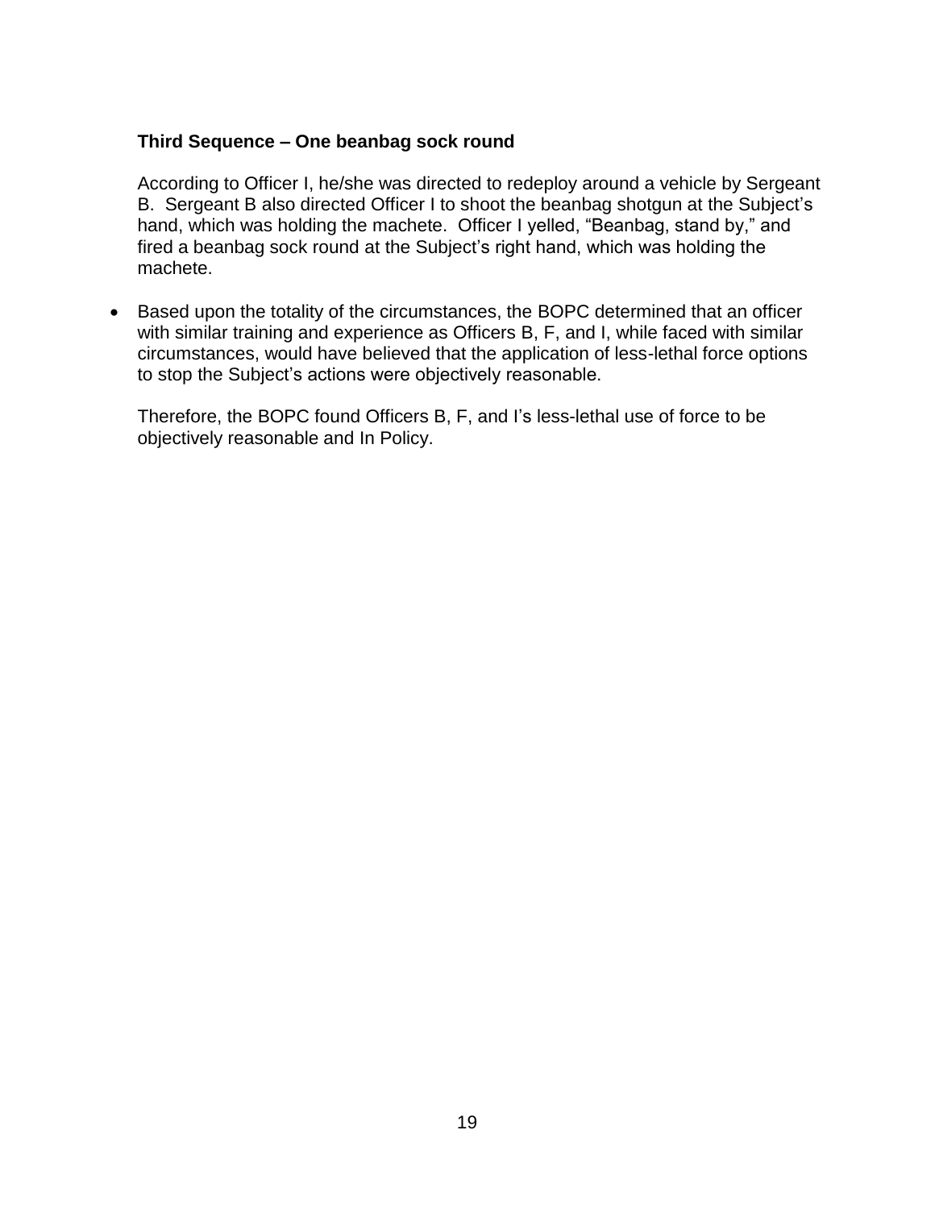**Third Sequence – One beanbag sock round**

According to Officer I, he/she was directed to redeploy around a vehicle by Sergeant B. Sergeant B also directed Officer I to shoot the beanbag shotgun at the Subject's hand, which was holding the machete. Officer I yelled, "Beanbag, stand by," and fired a beanbag sock round at the Subject's right hand, which was holding the machete.

- Based upon the totality of the circumstances, the BOPC determined that an officer with similar training and experience as Officers B, F, and I, while faced with similar circumstances, would have believed that the application of less-lethal force options to stop the Subject's actions were objectively reasonable.

  Therefore, the BOPC found Officers B, F, and I's less-lethal use of force to be objectively reasonable and In Policy.